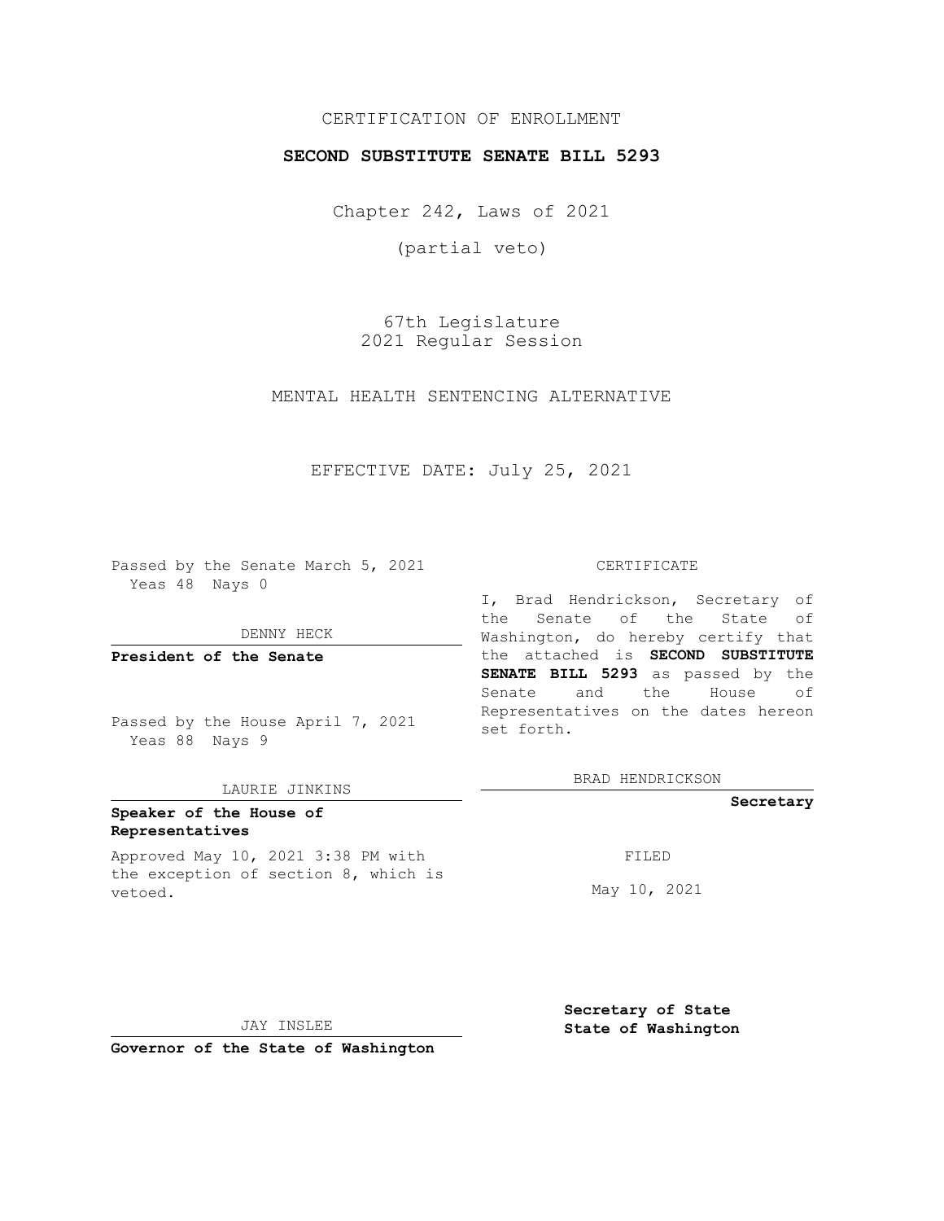CERTIFICATION OF ENROLLMENT

**SECOND SUBSTITUTE SENATE BILL 5293**

Chapter 242, Laws of 2021

(partial veto)

67th Legislature
2021 Regular Session

MENTAL HEALTH SENTENCING ALTERNATIVE

EFFECTIVE DATE: July 25, 2021

Passed by the Senate March 5, 2021
Yeas 48 Nays 0

DENNY HECK

**President of the Senate**

Passed by the House April 7, 2021
Yeas 88 Nays 9

LAURIE JINKINS

**Speaker of the House of Representatives**

Approved May 10, 2021 3:38 PM with the exception of section 8, which is vetoed.

JAY INSLEE

**Governor of the State of Washington**

CERTIFICATE

I, Brad Hendrickson, Secretary of the Senate of the State of Washington, do hereby certify that the attached is **SECOND SUBSTITUTE SENATE BILL 5293** as passed by the Senate and the House of Representatives on the dates hereon set forth.

BRAD HENDRICKSON

**Secretary**

FILED

May 10, 2021

**Secretary of State State of Washington**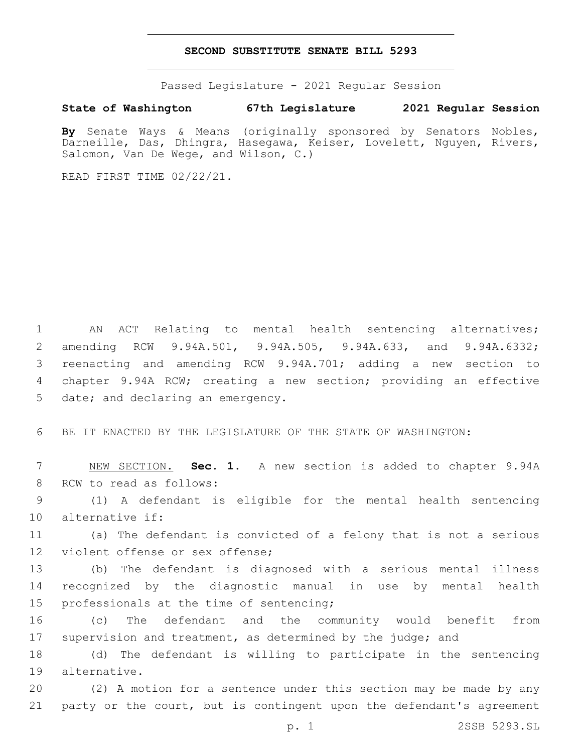# SECOND SUBSTITUTE SENATE BILL 5293

Passed Legislature - 2021 Regular Session

**State of Washington 67th Legislature 2021 Regular Session**

**By** Senate Ways & Means (originally sponsored by Senators Nobles, Darneille, Das, Dhingra, Hasegawa, Keiser, Lovelett, Nguyen, Rivers, Salomon, Van De Wege, and Wilson, C.)

READ FIRST TIME 02/22/21.

AN ACT Relating to mental health sentencing alternatives; amending RCW 9.94A.501, 9.94A.505, 9.94A.633, and 9.94A.6332; reenacting and amending RCW 9.94A.701; adding a new section to chapter 9.94A RCW; creating a new section; providing an effective date; and declaring an emergency.

BE IT ENACTED BY THE LEGISLATURE OF THE STATE OF WASHINGTON:

NEW SECTION. **Sec. 1.** A new section is added to chapter 9.94A RCW to read as follows:

(1) A defendant is eligible for the mental health sentencing alternative if:

(a) The defendant is convicted of a felony that is not a serious violent offense or sex offense;

(b) The defendant is diagnosed with a serious mental illness recognized by the diagnostic manual in use by mental health professionals at the time of sentencing;

(c) The defendant and the community would benefit from supervision and treatment, as determined by the judge; and

(d) The defendant is willing to participate in the sentencing alternative.

(2) A motion for a sentence under this section may be made by any party or the court, but is contingent upon the defendant's agreement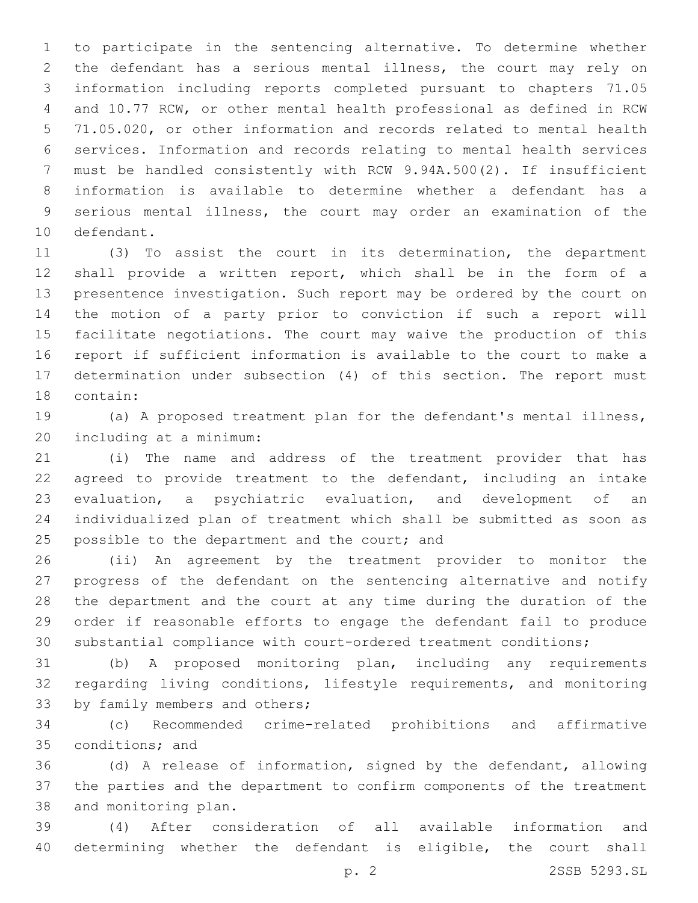to participate in the sentencing alternative. To determine whether the defendant has a serious mental illness, the court may rely on information including reports completed pursuant to chapters 71.05 and 10.77 RCW, or other mental health professional as defined in RCW 71.05.020, or other information and records related to mental health services. Information and records relating to mental health services must be handled consistently with RCW 9.94A.500(2). If insufficient information is available to determine whether a defendant has a serious mental illness, the court may order an examination of the defendant.

(3) To assist the court in its determination, the department shall provide a written report, which shall be in the form of a presentence investigation. Such report may be ordered by the court on the motion of a party prior to conviction if such a report will facilitate negotiations. The court may waive the production of this report if sufficient information is available to the court to make a determination under subsection (4) of this section. The report must contain:

(a) A proposed treatment plan for the defendant's mental illness, including at a minimum:

(i) The name and address of the treatment provider that has agreed to provide treatment to the defendant, including an intake evaluation, a psychiatric evaluation, and development of an individualized plan of treatment which shall be submitted as soon as possible to the department and the court; and

(ii) An agreement by the treatment provider to monitor the progress of the defendant on the sentencing alternative and notify the department and the court at any time during the duration of the order if reasonable efforts to engage the defendant fail to produce substantial compliance with court-ordered treatment conditions;

(b) A proposed monitoring plan, including any requirements regarding living conditions, lifestyle requirements, and monitoring by family members and others;

(c) Recommended crime-related prohibitions and affirmative conditions; and

(d) A release of information, signed by the defendant, allowing the parties and the department to confirm components of the treatment and monitoring plan.

(4) After consideration of all available information and determining whether the defendant is eligible, the court shall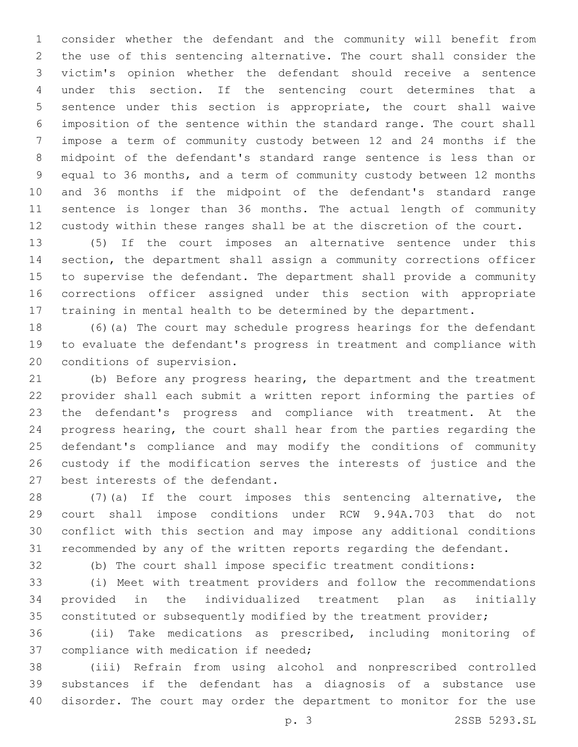consider whether the defendant and the community will benefit from the use of this sentencing alternative. The court shall consider the victim's opinion whether the defendant should receive a sentence under this section. If the sentencing court determines that a sentence under this section is appropriate, the court shall waive imposition of the sentence within the standard range. The court shall impose a term of community custody between 12 and 24 months if the midpoint of the defendant's standard range sentence is less than or equal to 36 months, and a term of community custody between 12 months and 36 months if the midpoint of the defendant's standard range sentence is longer than 36 months. The actual length of community custody within these ranges shall be at the discretion of the court.

(5) If the court imposes an alternative sentence under this section, the department shall assign a community corrections officer to supervise the defendant. The department shall provide a community corrections officer assigned under this section with appropriate training in mental health to be determined by the department.

(6)(a) The court may schedule progress hearings for the defendant to evaluate the defendant's progress in treatment and compliance with conditions of supervision.

(b) Before any progress hearing, the department and the treatment provider shall each submit a written report informing the parties of the defendant's progress and compliance with treatment. At the progress hearing, the court shall hear from the parties regarding the defendant's compliance and may modify the conditions of community custody if the modification serves the interests of justice and the best interests of the defendant.

(7)(a) If the court imposes this sentencing alternative, the court shall impose conditions under RCW 9.94A.703 that do not conflict with this section and may impose any additional conditions recommended by any of the written reports regarding the defendant.

(b) The court shall impose specific treatment conditions:

(i) Meet with treatment providers and follow the recommendations provided in the individualized treatment plan as initially constituted or subsequently modified by the treatment provider;

(ii) Take medications as prescribed, including monitoring of compliance with medication if needed;

(iii) Refrain from using alcohol and nonprescribed controlled substances if the defendant has a diagnosis of a substance use disorder. The court may order the department to monitor for the use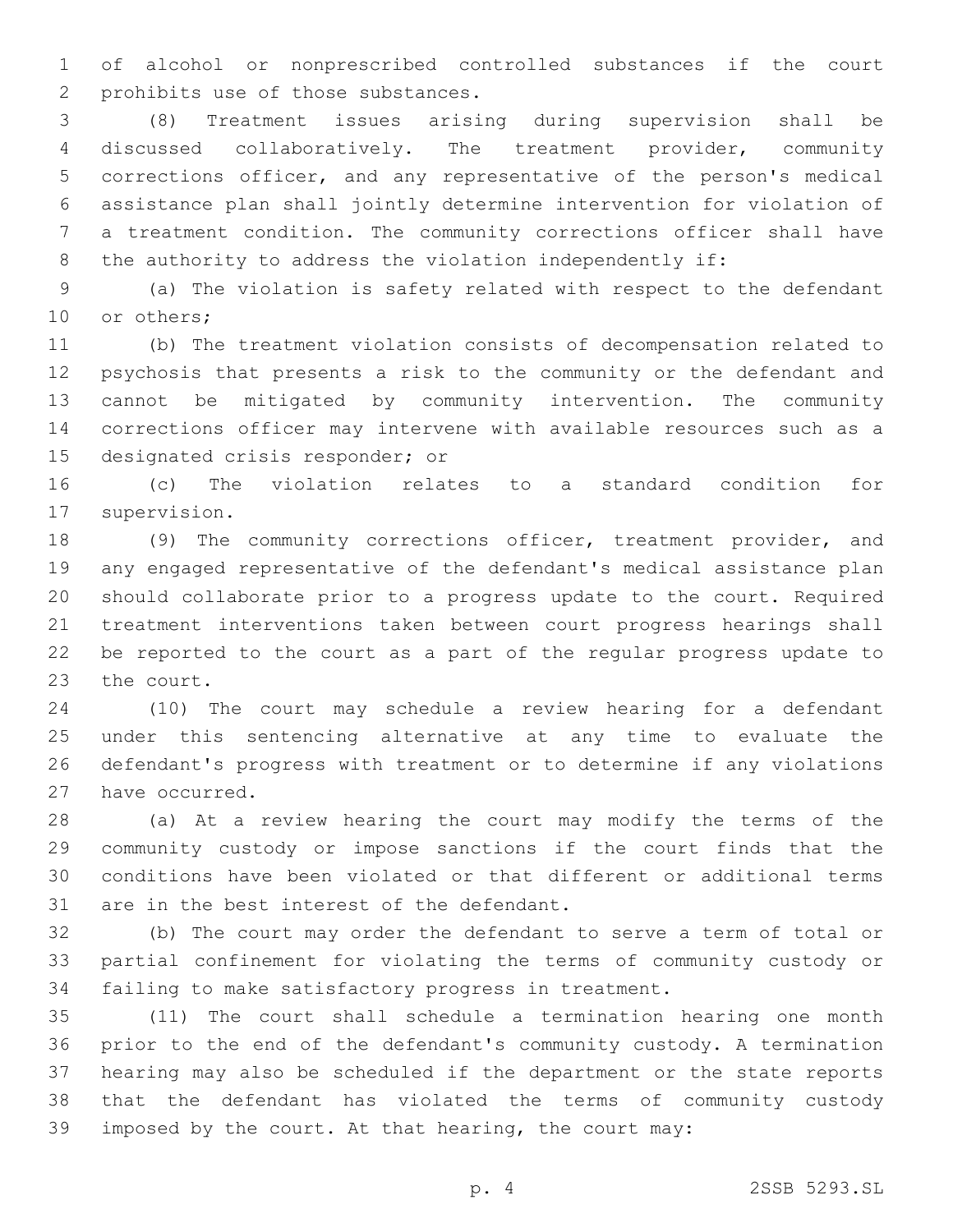of alcohol or nonprescribed controlled substances if the court prohibits use of those substances.

(8) Treatment issues arising during supervision shall be discussed collaboratively. The treatment provider, community corrections officer, and any representative of the person's medical assistance plan shall jointly determine intervention for violation of a treatment condition. The community corrections officer shall have the authority to address the violation independently if:

(a) The violation is safety related with respect to the defendant or others;

(b) The treatment violation consists of decompensation related to psychosis that presents a risk to the community or the defendant and cannot be mitigated by community intervention. The community corrections officer may intervene with available resources such as a designated crisis responder; or

(c) The violation relates to a standard condition for supervision.

(9) The community corrections officer, treatment provider, and any engaged representative of the defendant's medical assistance plan should collaborate prior to a progress update to the court. Required treatment interventions taken between court progress hearings shall be reported to the court as a part of the regular progress update to the court.

(10) The court may schedule a review hearing for a defendant under this sentencing alternative at any time to evaluate the defendant's progress with treatment or to determine if any violations have occurred.

(a) At a review hearing the court may modify the terms of the community custody or impose sanctions if the court finds that the conditions have been violated or that different or additional terms are in the best interest of the defendant.

(b) The court may order the defendant to serve a term of total or partial confinement for violating the terms of community custody or failing to make satisfactory progress in treatment.

(11) The court shall schedule a termination hearing one month prior to the end of the defendant's community custody. A termination hearing may also be scheduled if the department or the state reports that the defendant has violated the terms of community custody imposed by the court. At that hearing, the court may: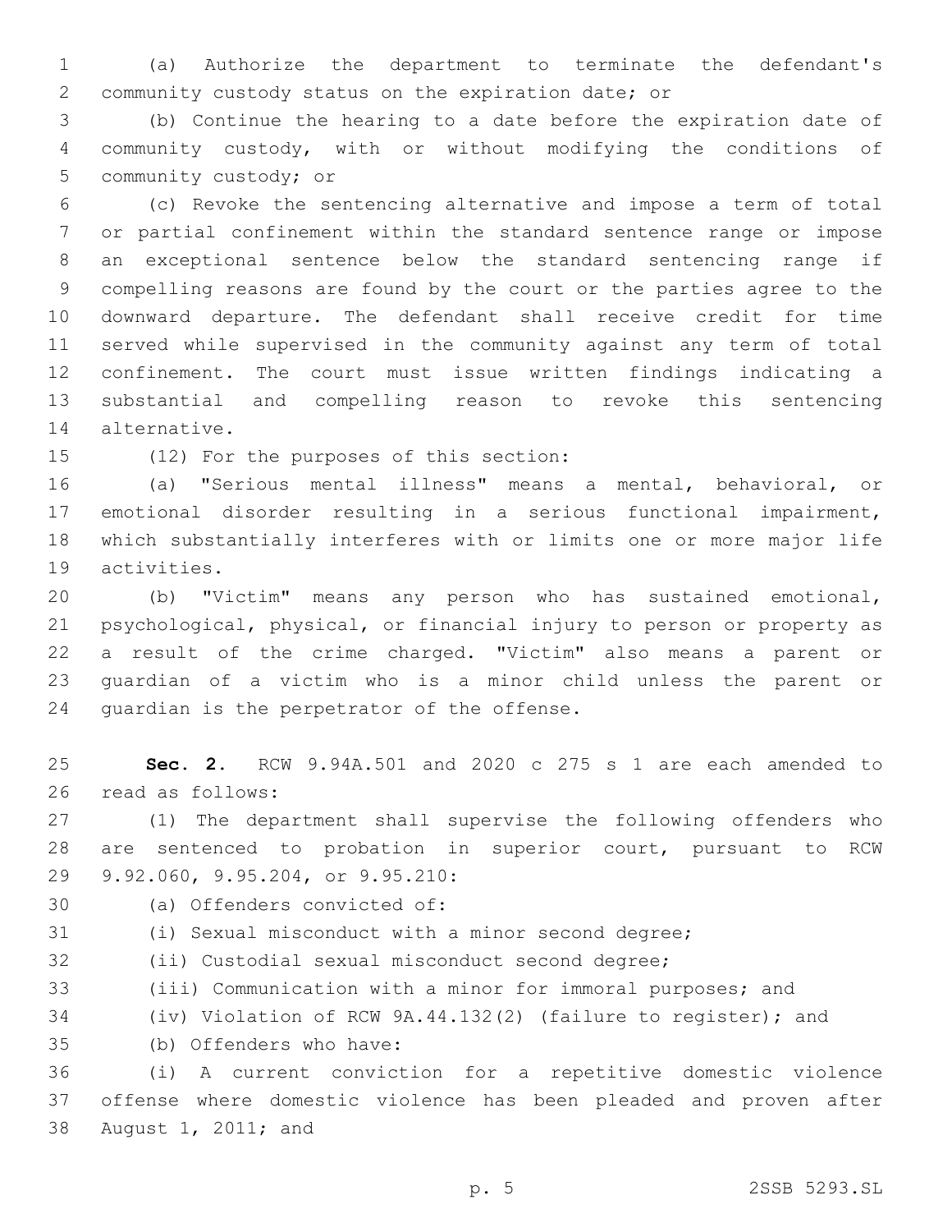(a) Authorize the department to terminate the defendant's community custody status on the expiration date; or

(b) Continue the hearing to a date before the expiration date of community custody, with or without modifying the conditions of community custody; or

(c) Revoke the sentencing alternative and impose a term of total or partial confinement within the standard sentence range or impose an exceptional sentence below the standard sentencing range if compelling reasons are found by the court or the parties agree to the downward departure. The defendant shall receive credit for time served while supervised in the community against any term of total confinement. The court must issue written findings indicating a substantial and compelling reason to revoke this sentencing alternative.

(12) For the purposes of this section:

(a) "Serious mental illness" means a mental, behavioral, or emotional disorder resulting in a serious functional impairment, which substantially interferes with or limits one or more major life activities.

(b) "Victim" means any person who has sustained emotional, psychological, physical, or financial injury to person or property as a result of the crime charged. "Victim" also means a parent or guardian of a victim who is a minor child unless the parent or guardian is the perpetrator of the offense.

**Sec. 2.** RCW 9.94A.501 and 2020 c 275 s 1 are each amended to read as follows:

(1) The department shall supervise the following offenders who are sentenced to probation in superior court, pursuant to RCW 9.92.060, 9.95.204, or 9.95.210:

(a) Offenders convicted of:

(i) Sexual misconduct with a minor second degree;

(ii) Custodial sexual misconduct second degree;

(iii) Communication with a minor for immoral purposes; and

(iv) Violation of RCW 9A.44.132(2) (failure to register); and

(b) Offenders who have:

(i) A current conviction for a repetitive domestic violence offense where domestic violence has been pleaded and proven after August 1, 2011; and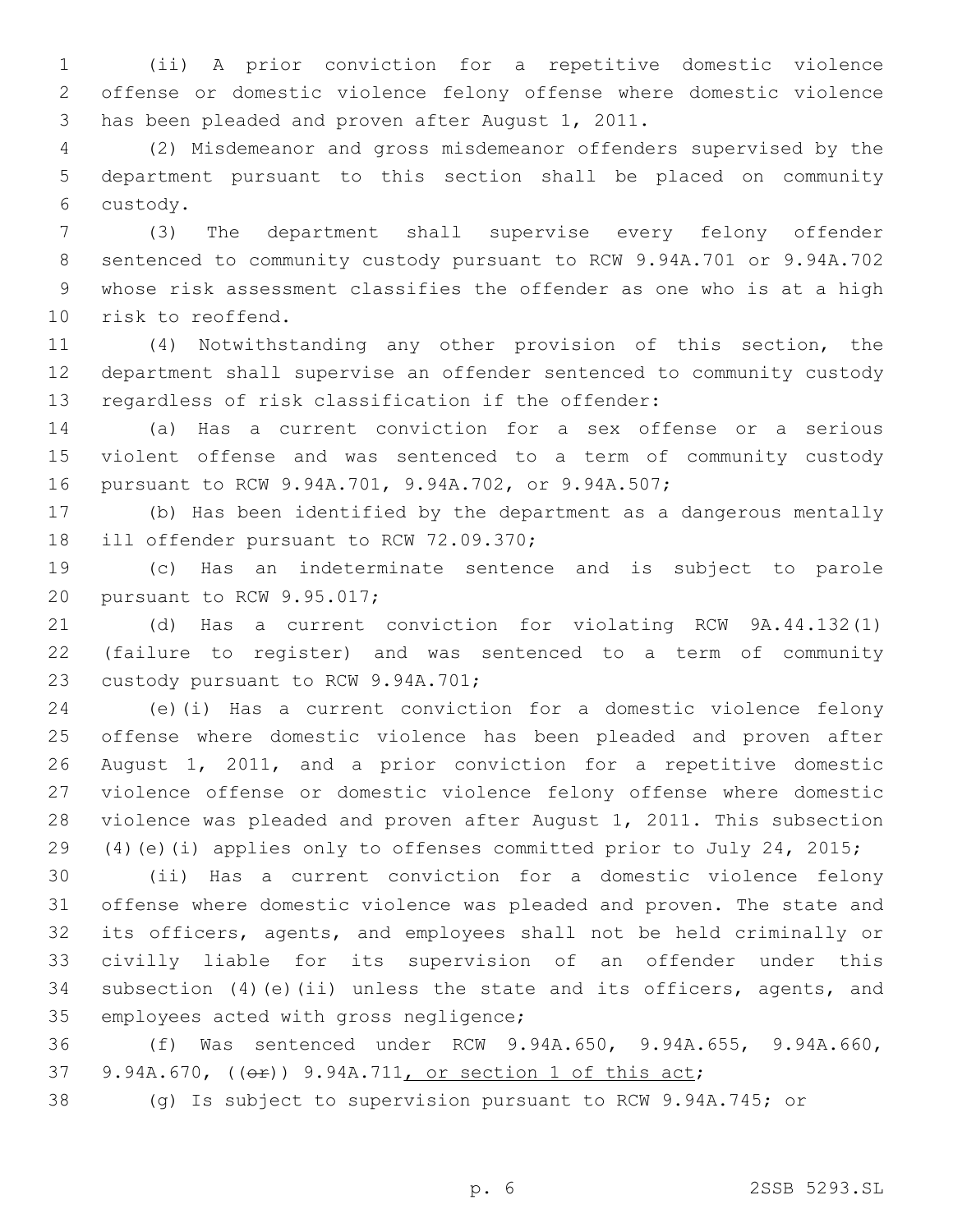(ii) A prior conviction for a repetitive domestic violence offense or domestic violence felony offense where domestic violence has been pleaded and proven after August 1, 2011.

(2) Misdemeanor and gross misdemeanor offenders supervised by the department pursuant to this section shall be placed on community custody.

(3) The department shall supervise every felony offender sentenced to community custody pursuant to RCW 9.94A.701 or 9.94A.702 whose risk assessment classifies the offender as one who is at a high risk to reoffend.

(4) Notwithstanding any other provision of this section, the department shall supervise an offender sentenced to community custody regardless of risk classification if the offender:

(a) Has a current conviction for a sex offense or a serious violent offense and was sentenced to a term of community custody pursuant to RCW 9.94A.701, 9.94A.702, or 9.94A.507;

(b) Has been identified by the department as a dangerous mentally ill offender pursuant to RCW 72.09.370;

(c) Has an indeterminate sentence and is subject to parole pursuant to RCW 9.95.017;

(d) Has a current conviction for violating RCW 9A.44.132(1) (failure to register) and was sentenced to a term of community custody pursuant to RCW 9.94A.701;

(e)(i) Has a current conviction for a domestic violence felony offense where domestic violence has been pleaded and proven after August 1, 2011, and a prior conviction for a repetitive domestic violence offense or domestic violence felony offense where domestic violence was pleaded and proven after August 1, 2011. This subsection (4)(e)(i) applies only to offenses committed prior to July 24, 2015;

(ii) Has a current conviction for a domestic violence felony offense where domestic violence was pleaded and proven. The state and its officers, agents, and employees shall not be held criminally or civilly liable for its supervision of an offender under this subsection (4)(e)(ii) unless the state and its officers, agents, and employees acted with gross negligence;

(f) Was sentenced under RCW 9.94A.650, 9.94A.655, 9.94A.660, 9.94A.670, ((~~or~~)) 9.94A.711, or section 1 of this act;

(g) Is subject to supervision pursuant to RCW 9.94A.745; or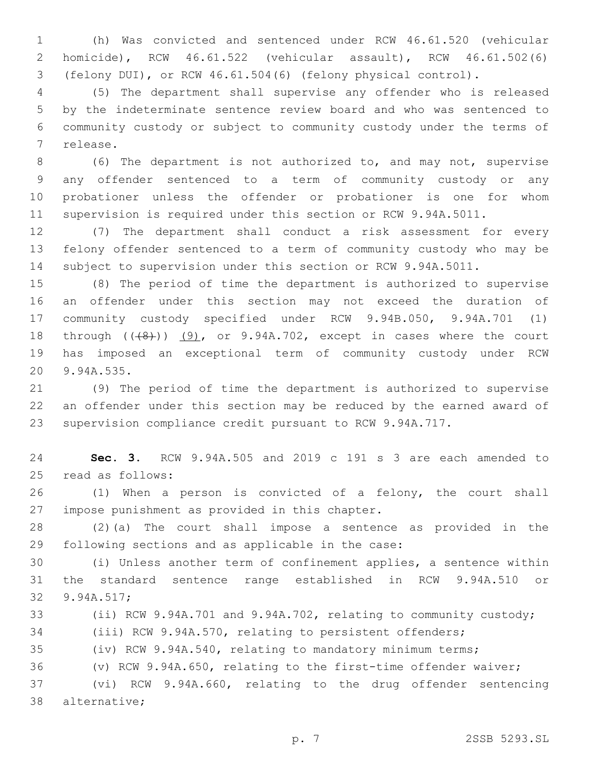(h) Was convicted and sentenced under RCW 46.61.520 (vehicular homicide), RCW 46.61.522 (vehicular assault), RCW 46.61.502(6) (felony DUI), or RCW 46.61.504(6) (felony physical control).

(5) The department shall supervise any offender who is released by the indeterminate sentence review board and who was sentenced to community custody or subject to community custody under the terms of release.

(6) The department is not authorized to, and may not, supervise any offender sentenced to a term of community custody or any probationer unless the offender or probationer is one for whom supervision is required under this section or RCW 9.94A.5011.

(7) The department shall conduct a risk assessment for every felony offender sentenced to a term of community custody who may be subject to supervision under this section or RCW 9.94A.5011.

(8) The period of time the department is authorized to supervise an offender under this section may not exceed the duration of community custody specified under RCW 9.94B.050, 9.94A.701 (1) through ((~~(8)~~)) <u>(9)</u>, or 9.94A.702, except in cases where the court has imposed an exceptional term of community custody under RCW 9.94A.535.

(9) The period of time the department is authorized to supervise an offender under this section may be reduced by the earned award of supervision compliance credit pursuant to RCW 9.94A.717.

**Sec. 3.** RCW 9.94A.505 and 2019 c 191 s 3 are each amended to read as follows:

(1) When a person is convicted of a felony, the court shall impose punishment as provided in this chapter.

(2)(a) The court shall impose a sentence as provided in the following sections and as applicable in the case:

(i) Unless another term of confinement applies, a sentence within the standard sentence range established in RCW 9.94A.510 or 9.94A.517;

(ii) RCW 9.94A.701 and 9.94A.702, relating to community custody;

(iii) RCW 9.94A.570, relating to persistent offenders;

(iv) RCW 9.94A.540, relating to mandatory minimum terms;

(v) RCW 9.94A.650, relating to the first-time offender waiver;

(vi) RCW 9.94A.660, relating to the drug offender sentencing alternative;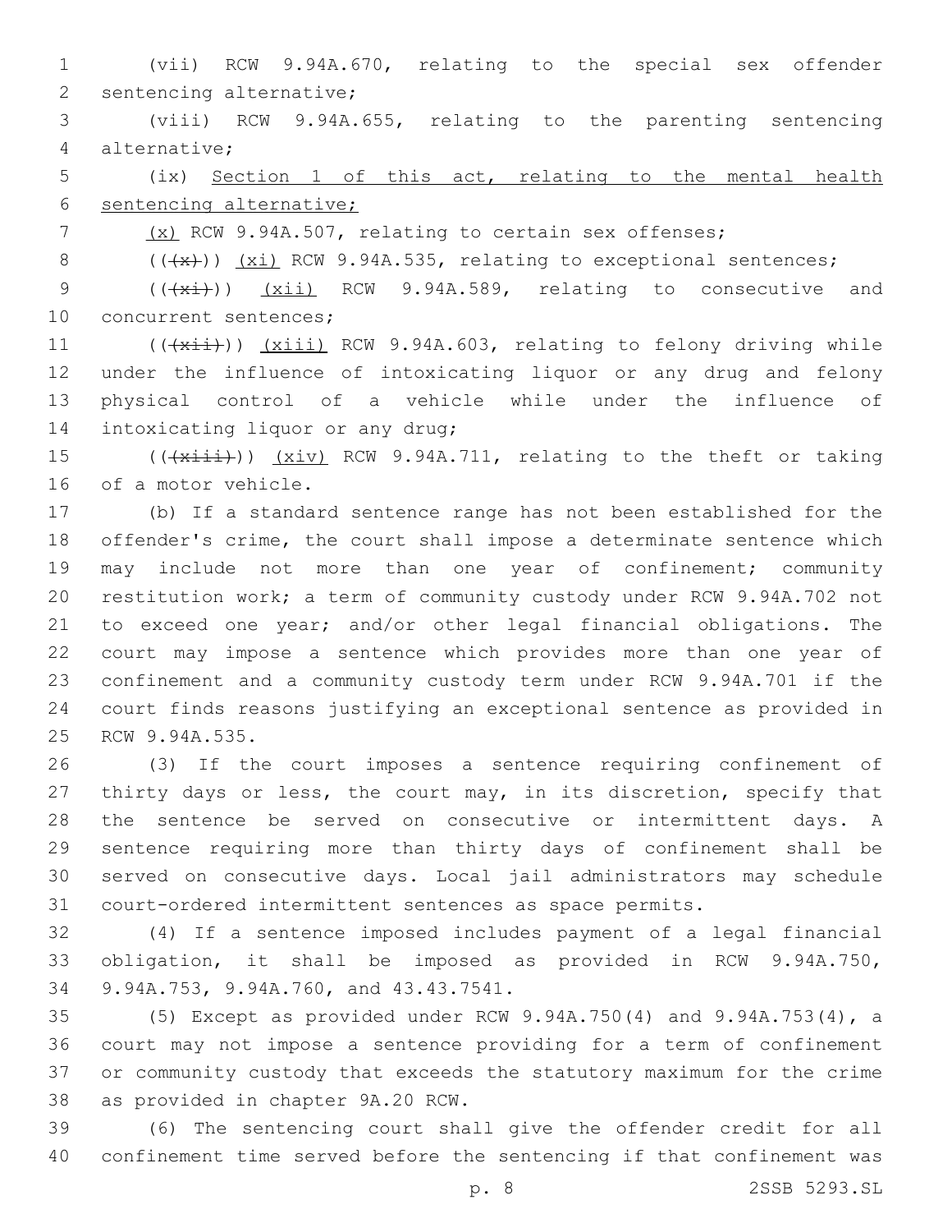(vii) RCW 9.94A.670, relating to the special sex offender sentencing alternative;

(viii) RCW 9.94A.655, relating to the parenting sentencing alternative;

(ix) Section 1 of this act, relating to the mental health sentencing alternative;

(x) RCW 9.94A.507, relating to certain sex offenses;

~~((x))~~ (xi) RCW 9.94A.535, relating to exceptional sentences;

~~((xi))~~ (xii) RCW 9.94A.589, relating to consecutive and concurrent sentences;

~~((xii))~~ (xiii) RCW 9.94A.603, relating to felony driving while under the influence of intoxicating liquor or any drug and felony physical control of a vehicle while under the influence of intoxicating liquor or any drug;

~~((xiii))~~ (xiv) RCW 9.94A.711, relating to the theft or taking of a motor vehicle.

(b) If a standard sentence range has not been established for the offender's crime, the court shall impose a determinate sentence which may include not more than one year of confinement; community restitution work; a term of community custody under RCW 9.94A.702 not to exceed one year; and/or other legal financial obligations. The court may impose a sentence which provides more than one year of confinement and a community custody term under RCW 9.94A.701 if the court finds reasons justifying an exceptional sentence as provided in RCW 9.94A.535.

(3) If the court imposes a sentence requiring confinement of thirty days or less, the court may, in its discretion, specify that the sentence be served on consecutive or intermittent days. A sentence requiring more than thirty days of confinement shall be served on consecutive days. Local jail administrators may schedule court-ordered intermittent sentences as space permits.

(4) If a sentence imposed includes payment of a legal financial obligation, it shall be imposed as provided in RCW 9.94A.750, 9.94A.753, 9.94A.760, and 43.43.7541.

(5) Except as provided under RCW 9.94A.750(4) and 9.94A.753(4), a court may not impose a sentence providing for a term of confinement or community custody that exceeds the statutory maximum for the crime as provided in chapter 9A.20 RCW.

(6) The sentencing court shall give the offender credit for all confinement time served before the sentencing if that confinement was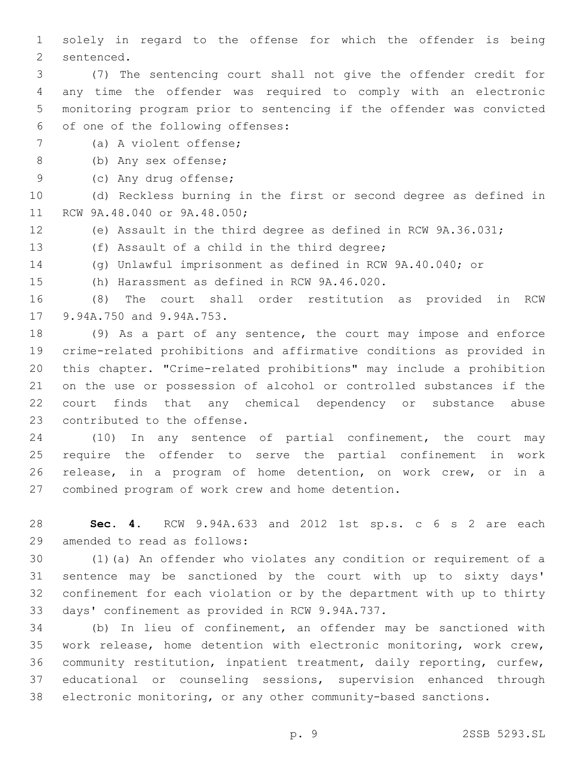solely in regard to the offense for which the offender is being sentenced.

(7) The sentencing court shall not give the offender credit for any time the offender was required to comply with an electronic monitoring program prior to sentencing if the offender was convicted of one of the following offenses:

(a) A violent offense;

(b) Any sex offense;

(c) Any drug offense;

(d) Reckless burning in the first or second degree as defined in RCW 9A.48.040 or 9A.48.050;

(e) Assault in the third degree as defined in RCW 9A.36.031;

(f) Assault of a child in the third degree;

(g) Unlawful imprisonment as defined in RCW 9A.40.040; or

(h) Harassment as defined in RCW 9A.46.020.

(8) The court shall order restitution as provided in RCW 9.94A.750 and 9.94A.753.

(9) As a part of any sentence, the court may impose and enforce crime-related prohibitions and affirmative conditions as provided in this chapter. "Crime-related prohibitions" may include a prohibition on the use or possession of alcohol or controlled substances if the court finds that any chemical dependency or substance abuse contributed to the offense.

(10) In any sentence of partial confinement, the court may require the offender to serve the partial confinement in work release, in a program of home detention, on work crew, or in a combined program of work crew and home detention.

**Sec. 4.** RCW 9.94A.633 and 2012 1st sp.s. c 6 s 2 are each amended to read as follows:

(1)(a) An offender who violates any condition or requirement of a sentence may be sanctioned by the court with up to sixty days' confinement for each violation or by the department with up to thirty days' confinement as provided in RCW 9.94A.737.

(b) In lieu of confinement, an offender may be sanctioned with work release, home detention with electronic monitoring, work crew, community restitution, inpatient treatment, daily reporting, curfew, educational or counseling sessions, supervision enhanced through electronic monitoring, or any other community-based sanctions.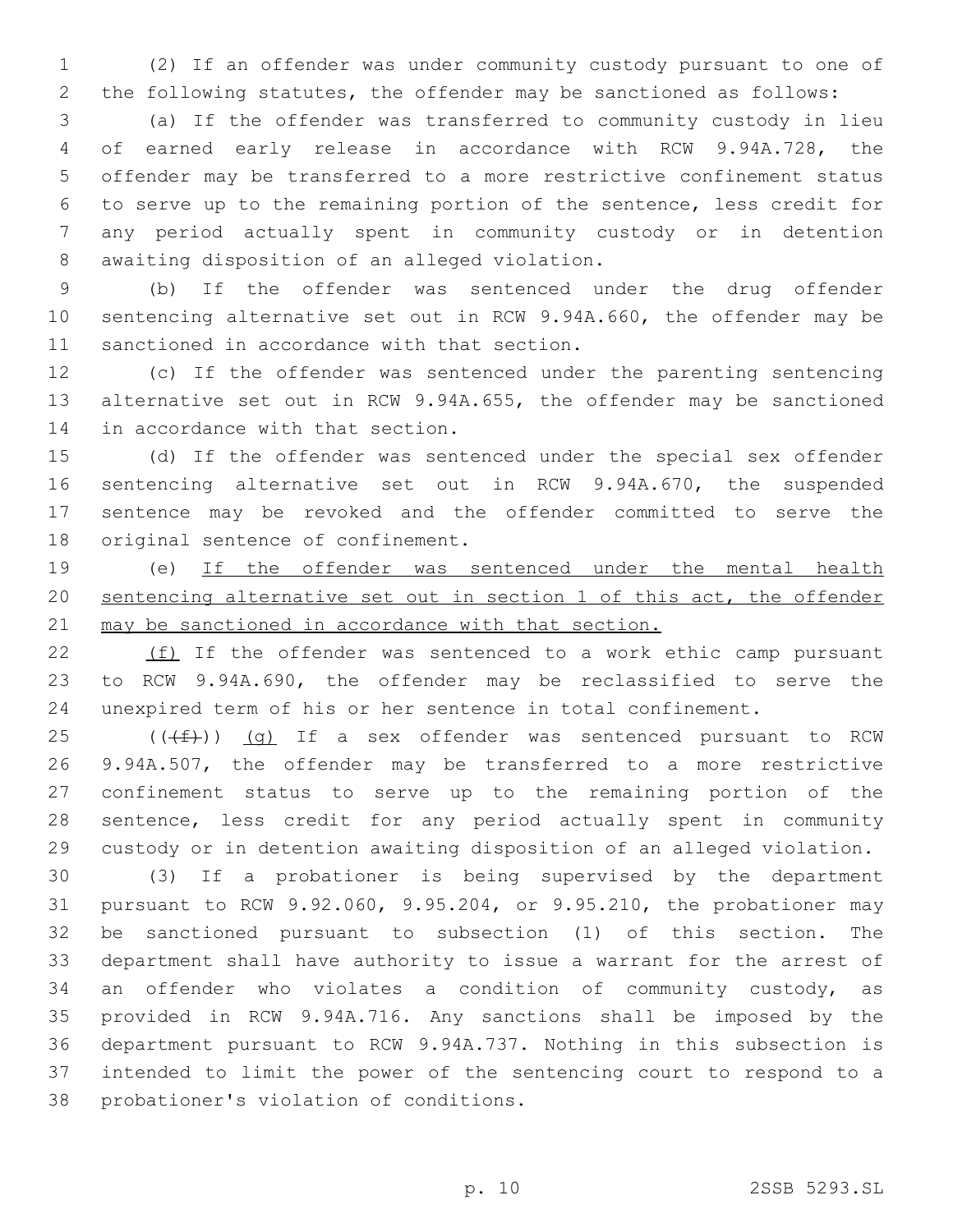(2) If an offender was under community custody pursuant to one of the following statutes, the offender may be sanctioned as follows:

(a) If the offender was transferred to community custody in lieu of earned early release in accordance with RCW 9.94A.728, the offender may be transferred to a more restrictive confinement status to serve up to the remaining portion of the sentence, less credit for any period actually spent in community custody or in detention awaiting disposition of an alleged violation.

(b) If the offender was sentenced under the drug offender sentencing alternative set out in RCW 9.94A.660, the offender may be sanctioned in accordance with that section.

(c) If the offender was sentenced under the parenting sentencing alternative set out in RCW 9.94A.655, the offender may be sanctioned in accordance with that section.

(d) If the offender was sentenced under the special sex offender sentencing alternative set out in RCW 9.94A.670, the suspended sentence may be revoked and the offender committed to serve the original sentence of confinement.

(e) <u>If the offender was sentenced under the mental health sentencing alternative set out in section 1 of this act, the offender may be sanctioned in accordance with that section.</u>

<u>(f)</u> If the offender was sentenced to a work ethic camp pursuant to RCW 9.94A.690, the offender may be reclassified to serve the unexpired term of his or her sentence in total confinement.

((~~(f)~~)) <u>(g)</u> If a sex offender was sentenced pursuant to RCW 9.94A.507, the offender may be transferred to a more restrictive confinement status to serve up to the remaining portion of the sentence, less credit for any period actually spent in community custody or in detention awaiting disposition of an alleged violation.

(3) If a probationer is being supervised by the department pursuant to RCW 9.92.060, 9.95.204, or 9.95.210, the probationer may be sanctioned pursuant to subsection (1) of this section. The department shall have authority to issue a warrant for the arrest of an offender who violates a condition of community custody, as provided in RCW 9.94A.716. Any sanctions shall be imposed by the department pursuant to RCW 9.94A.737. Nothing in this subsection is intended to limit the power of the sentencing court to respond to a probationer's violation of conditions.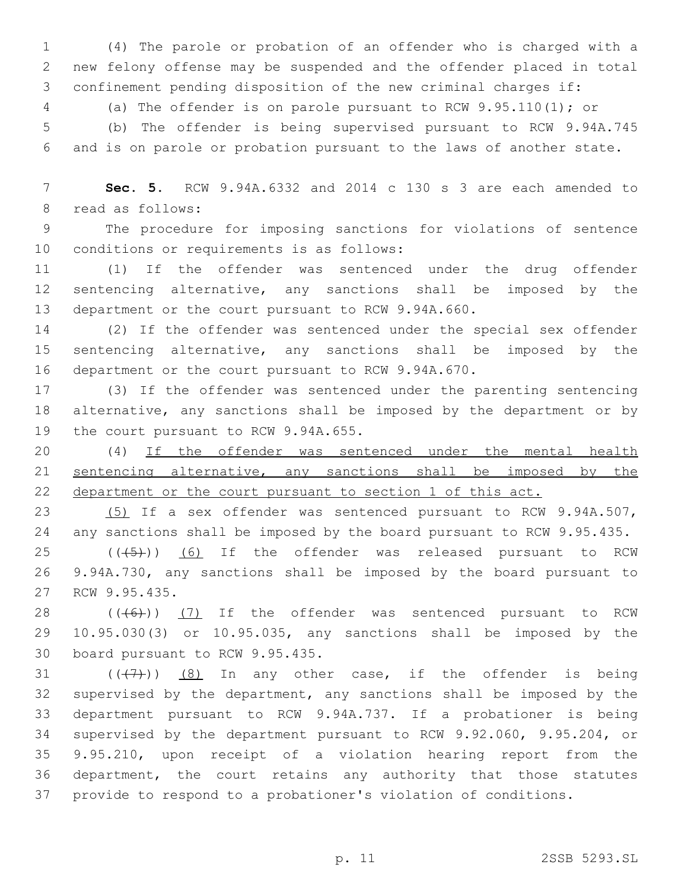(4) The parole or probation of an offender who is charged with a new felony offense may be suspended and the offender placed in total confinement pending disposition of the new criminal charges if:

(a) The offender is on parole pursuant to RCW 9.95.110(1); or

(b) The offender is being supervised pursuant to RCW 9.94A.745 and is on parole or probation pursuant to the laws of another state.

**Sec. 5.** RCW 9.94A.6332 and 2014 c 130 s 3 are each amended to read as follows:

The procedure for imposing sanctions for violations of sentence conditions or requirements is as follows:

(1) If the offender was sentenced under the drug offender sentencing alternative, any sanctions shall be imposed by the department or the court pursuant to RCW 9.94A.660.

(2) If the offender was sentenced under the special sex offender sentencing alternative, any sanctions shall be imposed by the department or the court pursuant to RCW 9.94A.670.

(3) If the offender was sentenced under the parenting sentencing alternative, any sanctions shall be imposed by the department or by the court pursuant to RCW 9.94A.655.

(4) <u>If the offender was sentenced under the mental health sentencing alternative, any sanctions shall be imposed by the department or the court pursuant to section 1 of this act.</u>

<u>(5)</u> If a sex offender was sentenced pursuant to RCW 9.94A.507, any sanctions shall be imposed by the board pursuant to RCW 9.95.435.

~~((5))~~ <u>(6)</u> If the offender was released pursuant to RCW 9.94A.730, any sanctions shall be imposed by the board pursuant to RCW 9.95.435.

~~((6))~~ <u>(7)</u> If the offender was sentenced pursuant to RCW 10.95.030(3) or 10.95.035, any sanctions shall be imposed by the board pursuant to RCW 9.95.435.

~~((7))~~ <u>(8)</u> In any other case, if the offender is being supervised by the department, any sanctions shall be imposed by the department pursuant to RCW 9.94A.737. If a probationer is being supervised by the department pursuant to RCW 9.92.060, 9.95.204, or 9.95.210, upon receipt of a violation hearing report from the department, the court retains any authority that those statutes provide to respond to a probationer's violation of conditions.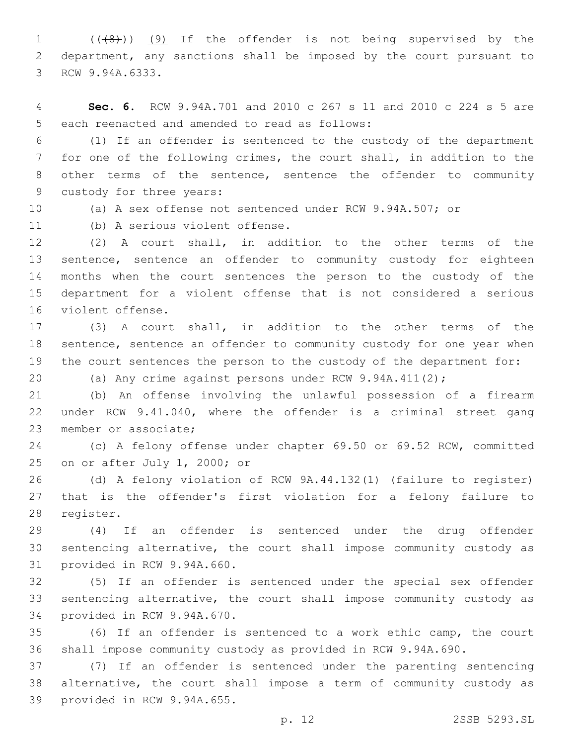(((8))) (9) If the offender is not being supervised by the department, any sanctions shall be imposed by the court pursuant to RCW 9.94A.6333.

**Sec. 6.** RCW 9.94A.701 and 2010 c 267 s 11 and 2010 c 224 s 5 are each reenacted and amended to read as follows:

(1) If an offender is sentenced to the custody of the department for one of the following crimes, the court shall, in addition to the other terms of the sentence, sentence the offender to community custody for three years:

(a) A sex offense not sentenced under RCW 9.94A.507; or

(b) A serious violent offense.

(2) A court shall, in addition to the other terms of the sentence, sentence an offender to community custody for eighteen months when the court sentences the person to the custody of the department for a violent offense that is not considered a serious violent offense.

(3) A court shall, in addition to the other terms of the sentence, sentence an offender to community custody for one year when the court sentences the person to the custody of the department for:

(a) Any crime against persons under RCW 9.94A.411(2);

(b) An offense involving the unlawful possession of a firearm under RCW 9.41.040, where the offender is a criminal street gang member or associate;

(c) A felony offense under chapter 69.50 or 69.52 RCW, committed on or after July 1, 2000; or

(d) A felony violation of RCW 9A.44.132(1) (failure to register) that is the offender's first violation for a felony failure to register.

(4) If an offender is sentenced under the drug offender sentencing alternative, the court shall impose community custody as provided in RCW 9.94A.660.

(5) If an offender is sentenced under the special sex offender sentencing alternative, the court shall impose community custody as provided in RCW 9.94A.670.

(6) If an offender is sentenced to a work ethic camp, the court shall impose community custody as provided in RCW 9.94A.690.

(7) If an offender is sentenced under the parenting sentencing alternative, the court shall impose a term of community custody as provided in RCW 9.94A.655.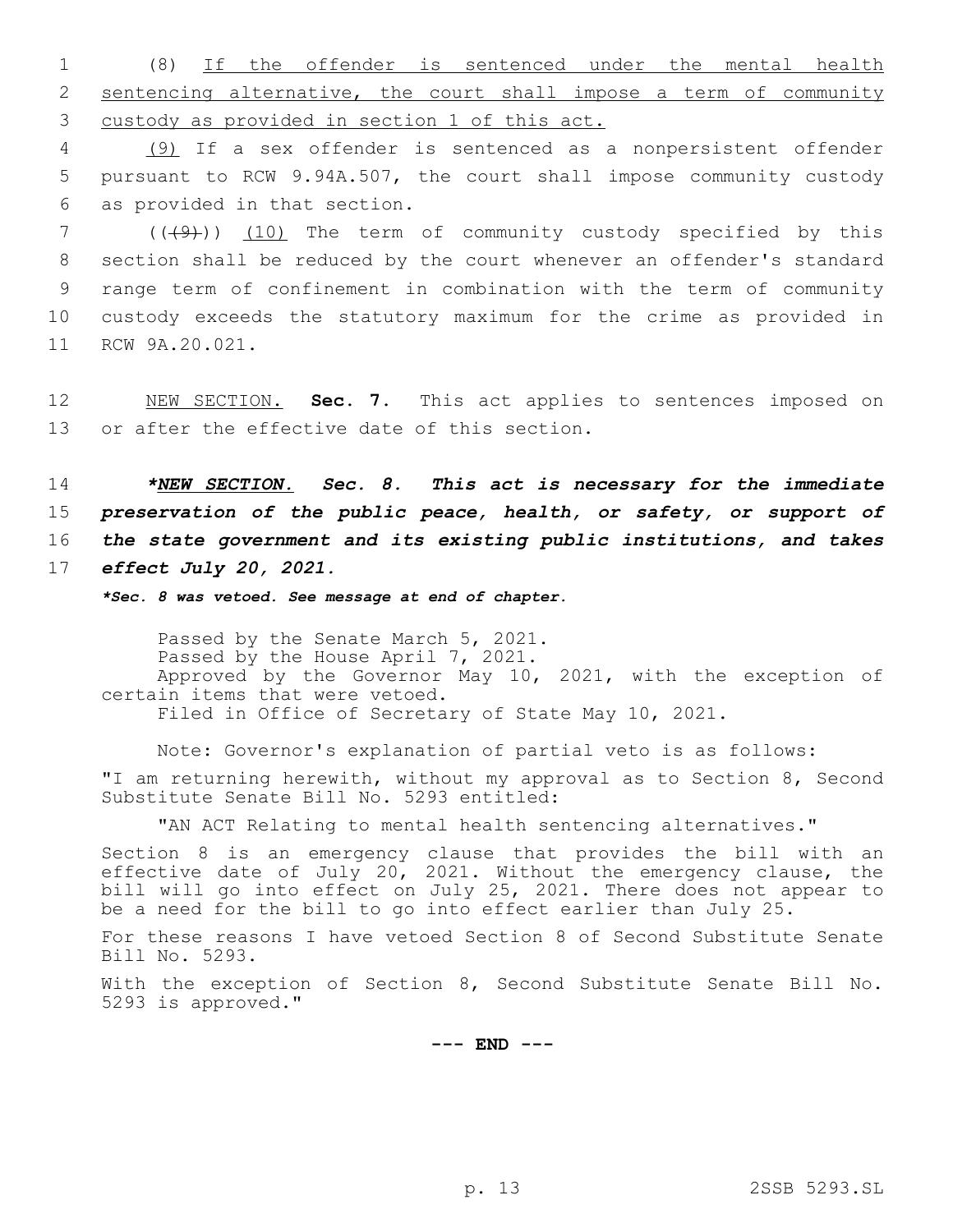(8) If the offender is sentenced under the mental health sentencing alternative, the court shall impose a term of community custody as provided in section 1 of this act.

(9) If a sex offender is sentenced as a nonpersistent offender pursuant to RCW 9.94A.507, the court shall impose community custody as provided in that section.

((~~(9)~~)) (10) The term of community custody specified by this section shall be reduced by the court whenever an offender's standard range term of confinement in combination with the term of community custody exceeds the statutory maximum for the crime as provided in RCW 9A.20.021.

NEW SECTION. **Sec. 7.** This act applies to sentences imposed on or after the effective date of this section.

***NEW SECTION. Sec. 8. This act is necessary for the immediate preservation of the public peace, health, or safety, or support of the state government and its existing public institutions, and takes effect July 20, 2021.***

***\*Sec. 8 was vetoed. See message at end of chapter.***

Passed by the Senate March 5, 2021.
Passed by the House April 7, 2021.
Approved by the Governor May 10, 2021, with the exception of certain items that were vetoed.
Filed in Office of Secretary of State May 10, 2021.

Note: Governor's explanation of partial veto is as follows:

"I am returning herewith, without my approval as to Section 8, Second Substitute Senate Bill No. 5293 entitled:

"AN ACT Relating to mental health sentencing alternatives."

Section 8 is an emergency clause that provides the bill with an effective date of July 20, 2021. Without the emergency clause, the bill will go into effect on July 25, 2021. There does not appear to be a need for the bill to go into effect earlier than July 25.

For these reasons I have vetoed Section 8 of Second Substitute Senate Bill No. 5293.

With the exception of Section 8, Second Substitute Senate Bill No. 5293 is approved."

**--- END ---**